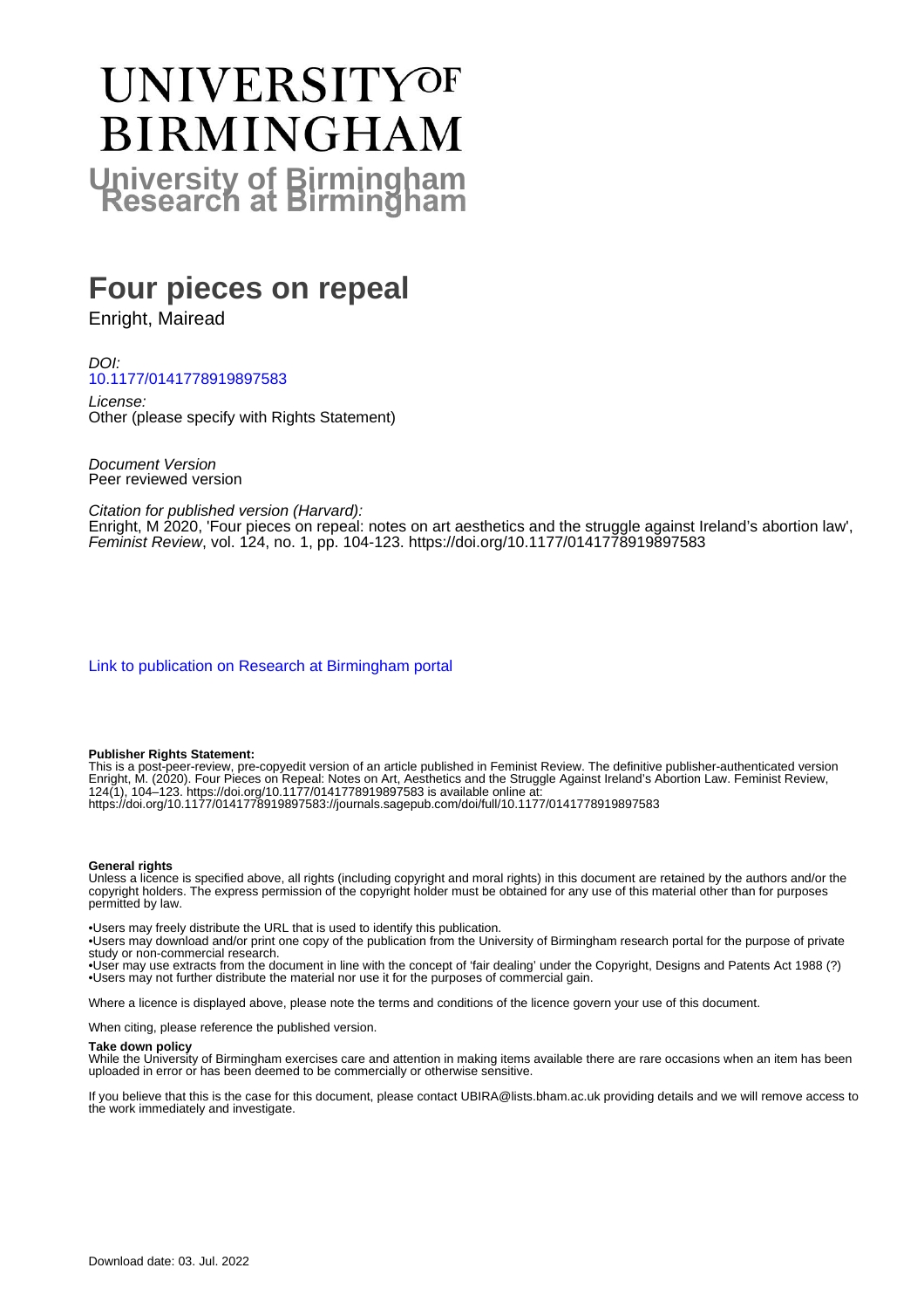# UNIVERSITY OF BIRMINGHAM

# University of Birmingham Research at Birmingham

# Four pieces on repeal

Enright, Mairead

*DOI:*
10.1177/0141778919897583

*License:*
Other (please specify with Rights Statement)

*Document Version*
Peer reviewed version

*Citation for published version (Harvard):*
Enright, M 2020, 'Four pieces on repeal: notes on art aesthetics and the struggle against Ireland's abortion law', *Feminist Review*, vol. 124, no. 1, pp. 104-123. https://doi.org/10.1177/0141778919897583

Link to publication on Research at Birmingham portal

**Publisher Rights Statement:**
This is a post-peer-review, pre-copyedit version of an article published in Feminist Review. The definitive publisher-authenticated version Enright, M. (2020). Four Pieces on Repeal: Notes on Art, Aesthetics and the Struggle Against Ireland's Abortion Law. Feminist Review, 124(1), 104–123. https://doi.org/10.1177/0141778919897583 is available online at: https://doi.org/10.1177/0141778919897583://journals.sagepub.com/doi/full/10.1177/0141778919897583

**General rights**
Unless a licence is specified above, all rights (including copyright and moral rights) in this document are retained by the authors and/or the copyright holders. The express permission of the copyright holder must be obtained for any use of this material other than for purposes permitted by law.

•Users may freely distribute the URL that is used to identify this publication.
•Users may download and/or print one copy of the publication from the University of Birmingham research portal for the purpose of private study or non-commercial research.
•User may use extracts from the document in line with the concept of 'fair dealing' under the Copyright, Designs and Patents Act 1988 (?)
•Users may not further distribute the material nor use it for the purposes of commercial gain.

Where a licence is displayed above, please note the terms and conditions of the licence govern your use of this document.

When citing, please reference the published version.

**Take down policy**
While the University of Birmingham exercises care and attention in making items available there are rare occasions when an item has been uploaded in error or has been deemed to be commercially or otherwise sensitive.

If you believe that this is the case for this document, please contact UBIRA@lists.bham.ac.uk providing details and we will remove access to the work immediately and investigate.

Download date: 03. Jul. 2022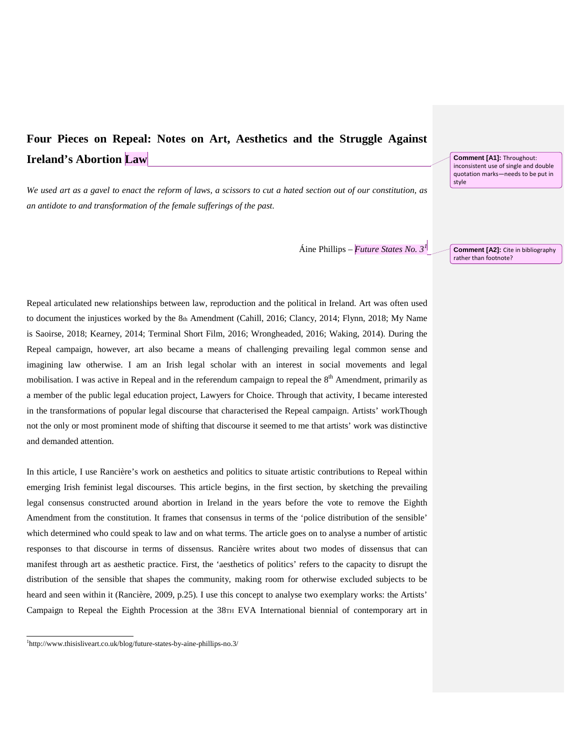# Four Pieces on Repeal: Notes on Art, Aesthetics and the Struggle Against Ireland's Abortion Law

*We used art as a gavel to enact the reform of laws, a scissors to cut a hated section out of our constitution, as an antidote to and transformation of the female sufferings of the past.*

Áine Phillips – *Future States No. 3*[1]

Repeal articulated new relationships between law, reproduction and the political in Ireland. Art was often used to document the injustices worked by the 8th Amendment (Cahill, 2016; Clancy, 2014; Flynn, 2018; My Name is Saoirse, 2018; Kearney, 2014; Terminal Short Film, 2016; Wrongheaded, 2016; Waking, 2014). During the Repeal campaign, however, art also became a means of challenging prevailing legal common sense and imagining law otherwise. I am an Irish legal scholar with an interest in social movements and legal mobilisation. I was active in Repeal and in the referendum campaign to repeal the 8th Amendment, primarily as a member of the public legal education project, Lawyers for Choice. Through that activity, I became interested in the transformations of popular legal discourse that characterised the Repeal campaign. Artists' workThough not the only or most prominent mode of shifting that discourse it seemed to me that artists' work was distinctive and demanded attention.

In this article, I use Rancière's work on aesthetics and politics to situate artistic contributions to Repeal within emerging Irish feminist legal discourses. This article begins, in the first section, by sketching the prevailing legal consensus constructed around abortion in Ireland in the years before the vote to remove the Eighth Amendment from the constitution. It frames that consensus in terms of the 'police distribution of the sensible' which determined who could speak to law and on what terms. The article goes on to analyse a number of artistic responses to that discourse in terms of dissensus. Rancière writes about two modes of dissensus that can manifest through art as aesthetic practice. First, the 'aesthetics of politics' refers to the capacity to disrupt the distribution of the sensible that shapes the community, making room for otherwise excluded subjects to be heard and seen within it (Rancière, 2009, p.25). I use this concept to analyse two exemplary works: the Artists' Campaign to Repeal the Eighth Procession at the 38TH EVA International biennial of contemporary art in

[1] http://www.thisisliveart.co.uk/blog/future-states-by-aine-phillips-no.3/

**Comment [A1]:** Throughout: inconsistent use of single and double quotation marks—needs to be put in style

**Comment [A2]:** Cite in bibliography rather than footnote?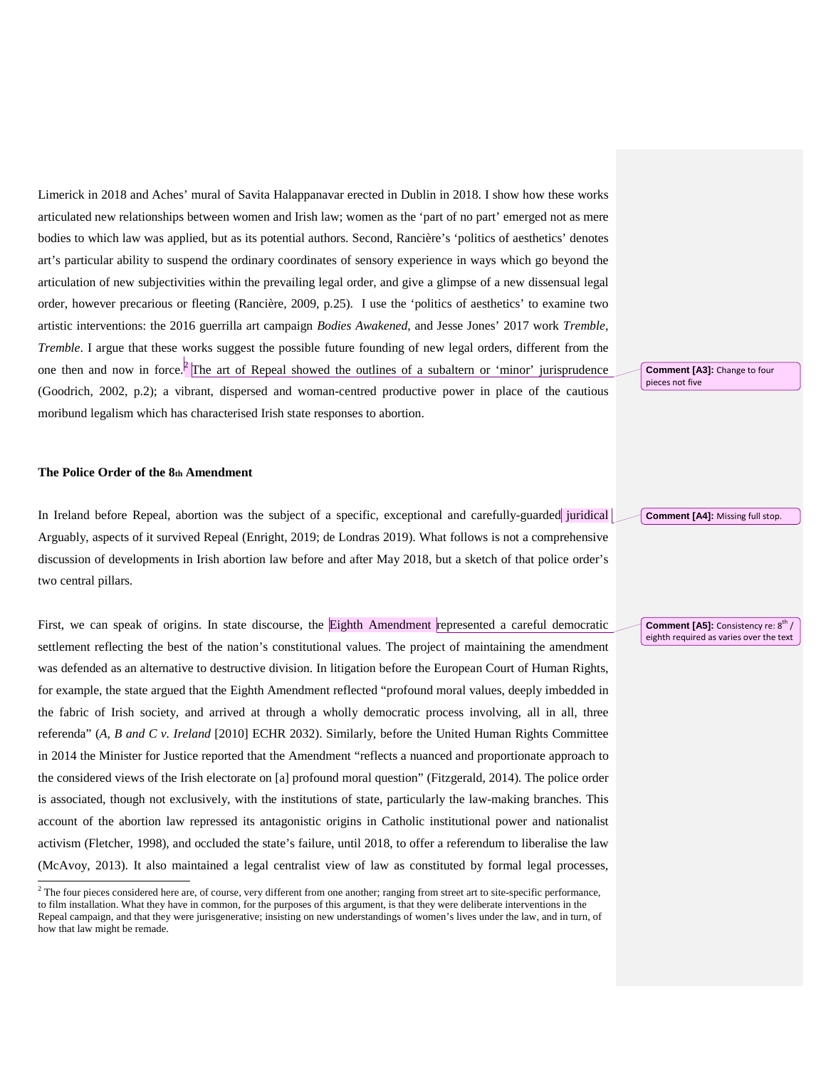Limerick in 2018 and Aches' mural of Savita Halappanavar erected in Dublin in 2018. I show how these works articulated new relationships between women and Irish law; women as the 'part of no part' emerged not as mere bodies to which law was applied, but as its potential authors. Second, Rancière's 'politics of aesthetics' denotes art's particular ability to suspend the ordinary coordinates of sensory experience in ways which go beyond the articulation of new subjectivities within the prevailing legal order, and give a glimpse of a new dissensual legal order, however precarious or fleeting (Rancière, 2009, p.25). I use the 'politics of aesthetics' to examine two artistic interventions: the 2016 guerrilla art campaign *Bodies Awakened*, and Jesse Jones' 2017 work *Tremble, Tremble*. I argue that these works suggest the possible future founding of new legal orders, different from the one then and now in force.[2] The art of Repeal showed the outlines of a subaltern or 'minor' jurisprudence (Goodrich, 2002, p.2); a vibrant, dispersed and woman-centred productive power in place of the cautious moribund legalism which has characterised Irish state responses to abortion.

Comment [A3]: Change to four pieces not five

**The Police Order of the 8th Amendment**

In Ireland before Repeal, abortion was the subject of a specific, exceptional and carefully-guarded juridical Arguably, aspects of it survived Repeal (Enright, 2019; de Londras 2019). What follows is not a comprehensive discussion of developments in Irish abortion law before and after May 2018, but a sketch of that police order's two central pillars.

Comment [A4]: Missing full stop.

First, we can speak of origins. In state discourse, the Eighth Amendment represented a careful democratic settlement reflecting the best of the nation's constitutional values. The project of maintaining the amendment was defended as an alternative to destructive division. In litigation before the European Court of Human Rights, for example, the state argued that the Eighth Amendment reflected "profound moral values, deeply imbedded in the fabric of Irish society, and arrived at through a wholly democratic process involving, all in all, three referenda" (*A, B and C v. Ireland* [2010] ECHR 2032). Similarly, before the United Human Rights Committee in 2014 the Minister for Justice reported that the Amendment "reflects a nuanced and proportionate approach to the considered views of the Irish electorate on [a] profound moral question" (Fitzgerald, 2014). The police order is associated, though not exclusively, with the institutions of state, particularly the law-making branches. This account of the abortion law repressed its antagonistic origins in Catholic institutional power and nationalist activism (Fletcher, 1998), and occluded the state's failure, until 2018, to offer a referendum to liberalise the law (McAvoy, 2013). It also maintained a legal centralist view of law as constituted by formal legal processes,

Comment [A5]: Consistency re: 8th / eighth required as varies over the text

[2] The four pieces considered here are, of course, very different from one another; ranging from street art to site-specific performance, to film installation. What they have in common, for the purposes of this argument, is that they were deliberate interventions in the Repeal campaign, and that they were jurisgenerative; insisting on new understandings of women's lives under the law, and in turn, of how that law might be remade.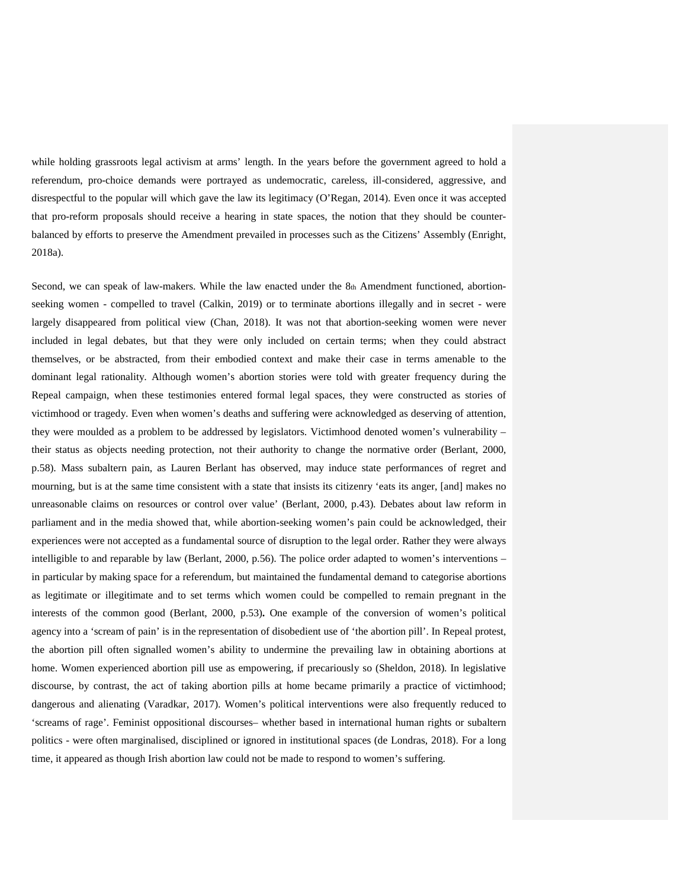while holding grassroots legal activism at arms' length. In the years before the government agreed to hold a referendum, pro-choice demands were portrayed as undemocratic, careless, ill-considered, aggressive, and disrespectful to the popular will which gave the law its legitimacy (O'Regan, 2014). Even once it was accepted that pro-reform proposals should receive a hearing in state spaces, the notion that they should be counter-balanced by efforts to preserve the Amendment prevailed in processes such as the Citizens' Assembly (Enright, 2018a).

Second, we can speak of law-makers. While the law enacted under the 8th Amendment functioned, abortion-seeking women - compelled to travel (Calkin, 2019) or to terminate abortions illegally and in secret - were largely disappeared from political view (Chan, 2018). It was not that abortion-seeking women were never included in legal debates, but that they were only included on certain terms; when they could abstract themselves, or be abstracted, from their embodied context and make their case in terms amenable to the dominant legal rationality. Although women's abortion stories were told with greater frequency during the Repeal campaign, when these testimonies entered formal legal spaces, they were constructed as stories of victimhood or tragedy. Even when women's deaths and suffering were acknowledged as deserving of attention, they were moulded as a problem to be addressed by legislators. Victimhood denoted women's vulnerability – their status as objects needing protection, not their authority to change the normative order (Berlant, 2000, p.58). Mass subaltern pain, as Lauren Berlant has observed, may induce state performances of regret and mourning, but is at the same time consistent with a state that insists its citizenry 'eats its anger, [and] makes no unreasonable claims on resources or control over value' (Berlant, 2000, p.43). Debates about law reform in parliament and in the media showed that, while abortion-seeking women's pain could be acknowledged, their experiences were not accepted as a fundamental source of disruption to the legal order. Rather they were always intelligible to and reparable by law (Berlant, 2000, p.56). The police order adapted to women's interventions – in particular by making space for a referendum, but maintained the fundamental demand to categorise abortions as legitimate or illegitimate and to set terms which women could be compelled to remain pregnant in the interests of the common good (Berlant, 2000, p.53)**.** One example of the conversion of women's political agency into a 'scream of pain' is in the representation of disobedient use of 'the abortion pill'. In Repeal protest, the abortion pill often signalled women's ability to undermine the prevailing law in obtaining abortions at home. Women experienced abortion pill use as empowering, if precariously so (Sheldon, 2018). In legislative discourse, by contrast, the act of taking abortion pills at home became primarily a practice of victimhood; dangerous and alienating (Varadkar, 2017). Women's political interventions were also frequently reduced to 'screams of rage'. Feminist oppositional discourses– whether based in international human rights or subaltern politics - were often marginalised, disciplined or ignored in institutional spaces (de Londras, 2018). For a long time, it appeared as though Irish abortion law could not be made to respond to women's suffering.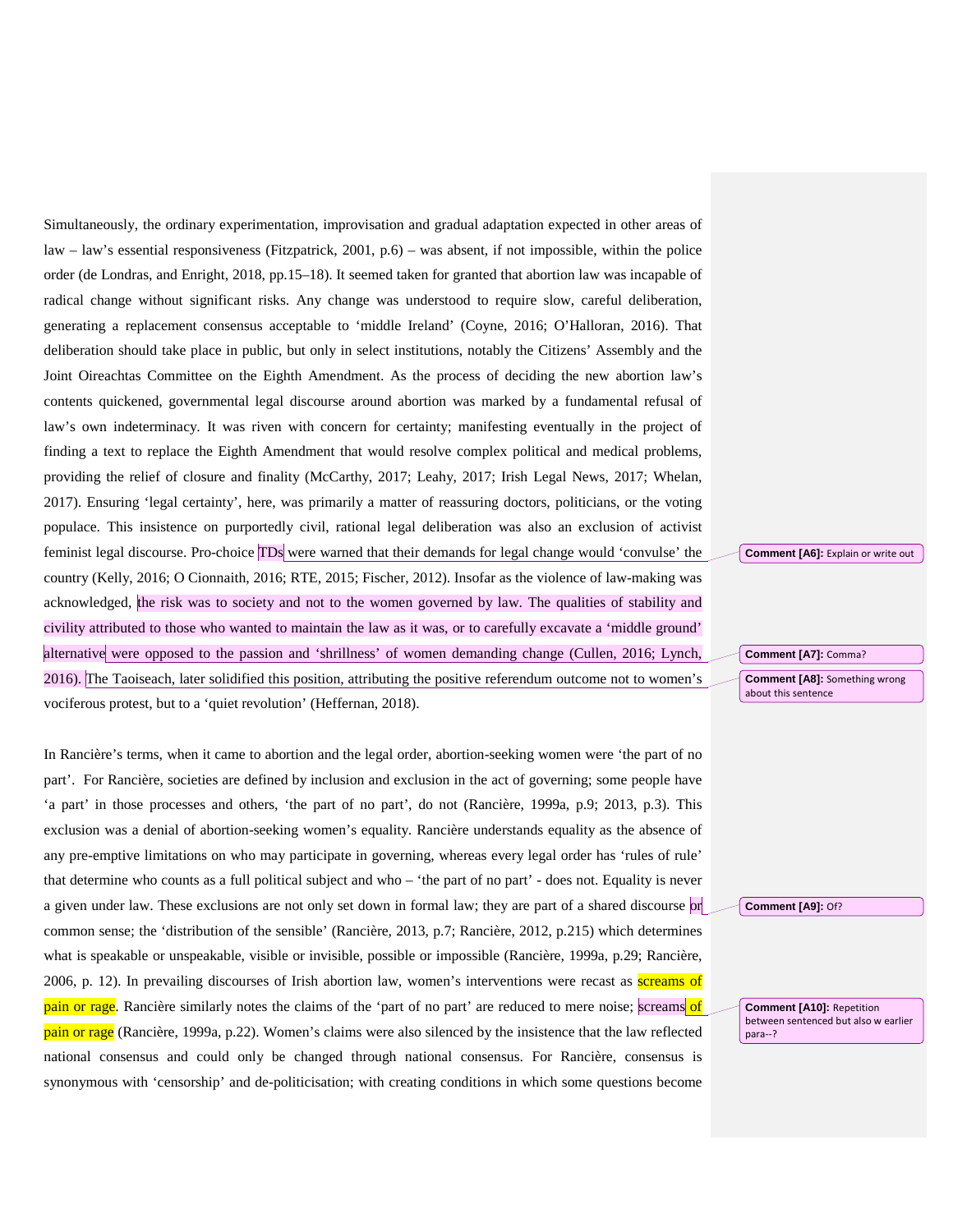Simultaneously, the ordinary experimentation, improvisation and gradual adaptation expected in other areas of law – law's essential responsiveness (Fitzpatrick, 2001, p.6) – was absent, if not impossible, within the police order (de Londras, and Enright, 2018, pp.15–18). It seemed taken for granted that abortion law was incapable of radical change without significant risks. Any change was understood to require slow, careful deliberation, generating a replacement consensus acceptable to 'middle Ireland' (Coyne, 2016; O'Halloran, 2016). That deliberation should take place in public, but only in select institutions, notably the Citizens' Assembly and the Joint Oireachtas Committee on the Eighth Amendment. As the process of deciding the new abortion law's contents quickened, governmental legal discourse around abortion was marked by a fundamental refusal of law's own indeterminacy. It was riven with concern for certainty; manifesting eventually in the project of finding a text to replace the Eighth Amendment that would resolve complex political and medical problems, providing the relief of closure and finality (McCarthy, 2017; Leahy, 2017; Irish Legal News, 2017; Whelan, 2017). Ensuring 'legal certainty', here, was primarily a matter of reassuring doctors, politicians, or the voting populace. This insistence on purportedly civil, rational legal deliberation was also an exclusion of activist feminist legal discourse. Pro-choice TDs were warned that their demands for legal change would 'convulse' the country (Kelly, 2016; O Cionnaith, 2016; RTE, 2015; Fischer, 2012). Insofar as the violence of law-making was acknowledged, the risk was to society and not to the women governed by law. The qualities of stability and civility attributed to those who wanted to maintain the law as it was, or to carefully excavate a 'middle ground' alternative were opposed to the passion and 'shrillness' of women demanding change (Cullen, 2016; Lynch, 2016). The Taoiseach, later solidified this position, attributing the positive referendum outcome not to women's vociferous protest, but to a 'quiet revolution' (Heffernan, 2018).

In Rancière's terms, when it came to abortion and the legal order, abortion-seeking women were 'the part of no part'. For Rancière, societies are defined by inclusion and exclusion in the act of governing; some people have 'a part' in those processes and others, 'the part of no part', do not (Rancière, 1999a, p.9; 2013, p.3). This exclusion was a denial of abortion-seeking women's equality. Rancière understands equality as the absence of any pre-emptive limitations on who may participate in governing, whereas every legal order has 'rules of rule' that determine who counts as a full political subject and who – 'the part of no part' - does not. Equality is never a given under law. These exclusions are not only set down in formal law; they are part of a shared discourse or common sense; the 'distribution of the sensible' (Rancière, 2013, p.7; Rancière, 2012, p.215) which determines what is speakable or unspeakable, visible or invisible, possible or impossible (Rancière, 1999a, p.29; Rancière, 2006, p. 12). In prevailing discourses of Irish abortion law, women's interventions were recast as screams of pain or rage. Rancière similarly notes the claims of the 'part of no part' are reduced to mere noise; screams of pain or rage (Rancière, 1999a, p.22). Women's claims were also silenced by the insistence that the law reflected national consensus and could only be changed through national consensus. For Rancière, consensus is synonymous with 'censorship' and de-politicisation; with creating conditions in which some questions become

**Comment [A6]:** Explain or write out

**Comment [A7]:** Comma?

**Comment [A8]:** Something wrong about this sentence

**Comment [A9]:** Of?

**Comment [A10]:** Repetition between sentenced but also w earlier para--?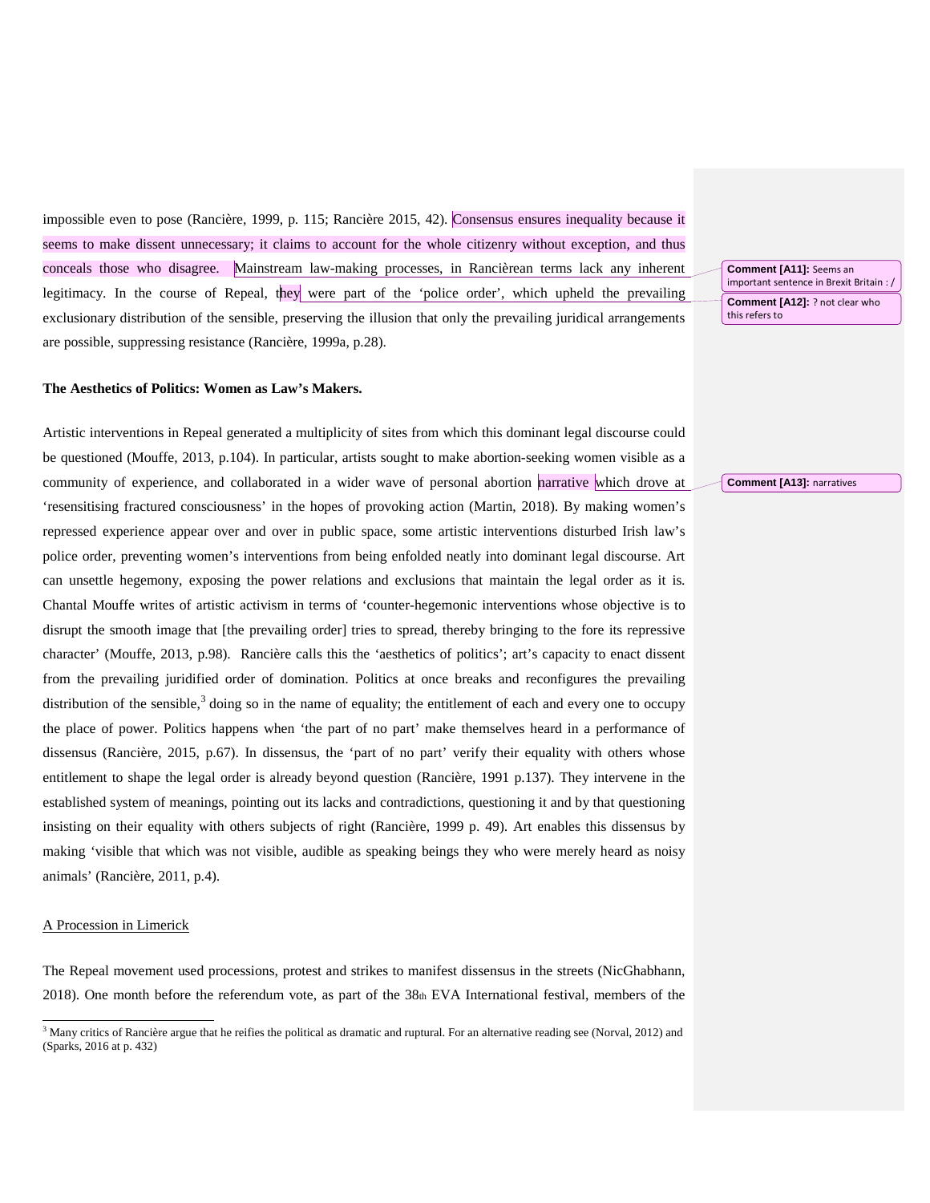impossible even to pose (Rancière, 1999, p. 115; Rancière 2015, 42). Consensus ensures inequality because it seems to make dissent unnecessary; it claims to account for the whole citizenry without exception, and thus conceals those who disagree. Mainstream law-making processes, in Rancièrean terms lack any inherent legitimacy. In the course of Repeal, they were part of the 'police order', which upheld the prevailing exclusionary distribution of the sensible, preserving the illusion that only the prevailing juridical arrangements are possible, suppressing resistance (Rancière, 1999a, p.28).

**Comment [A11]:** Seems an important sentence in Brexit Britain : /

**Comment [A12]:** ? not clear who this refers to

**The Aesthetics of Politics: Women as Law's Makers.**

Artistic interventions in Repeal generated a multiplicity of sites from which this dominant legal discourse could be questioned (Mouffe, 2013, p.104). In particular, artists sought to make abortion-seeking women visible as a community of experience, and collaborated in a wider wave of personal abortion narrative which drove at 'resensitising fractured consciousness' in the hopes of provoking action (Martin, 2018). By making women's repressed experience appear over and over in public space, some artistic interventions disturbed Irish law's police order, preventing women's interventions from being enfolded neatly into dominant legal discourse. Art can unsettle hegemony, exposing the power relations and exclusions that maintain the legal order as it is. Chantal Mouffe writes of artistic activism in terms of 'counter-hegemonic interventions whose objective is to disrupt the smooth image that [the prevailing order] tries to spread, thereby bringing to the fore its repressive character' (Mouffe, 2013, p.98). Rancière calls this the 'aesthetics of politics'; art's capacity to enact dissent from the prevailing juridified order of domination. Politics at once breaks and reconfigures the prevailing distribution of the sensible,[3] doing so in the name of equality; the entitlement of each and every one to occupy the place of power. Politics happens when 'the part of no part' make themselves heard in a performance of dissensus (Rancière, 2015, p.67). In dissensus, the 'part of no part' verify their equality with others whose entitlement to shape the legal order is already beyond question (Rancière, 1991 p.137). They intervene in the established system of meanings, pointing out its lacks and contradictions, questioning it and by that questioning insisting on their equality with others subjects of right (Rancière, 1999 p. 49). Art enables this dissensus by making 'visible that which was not visible, audible as speaking beings they who were merely heard as noisy animals' (Rancière, 2011, p.4).

**Comment [A13]:** narratives

<u>A Procession in Limerick</u>

The Repeal movement used processions, protest and strikes to manifest dissensus in the streets (NicGhabhann, 2018). One month before the referendum vote, as part of the 38th EVA International festival, members of the

[3] Many critics of Rancière argue that he reifies the political as dramatic and ruptural. For an alternative reading see (Norval, 2012) and (Sparks, 2016 at p. 432)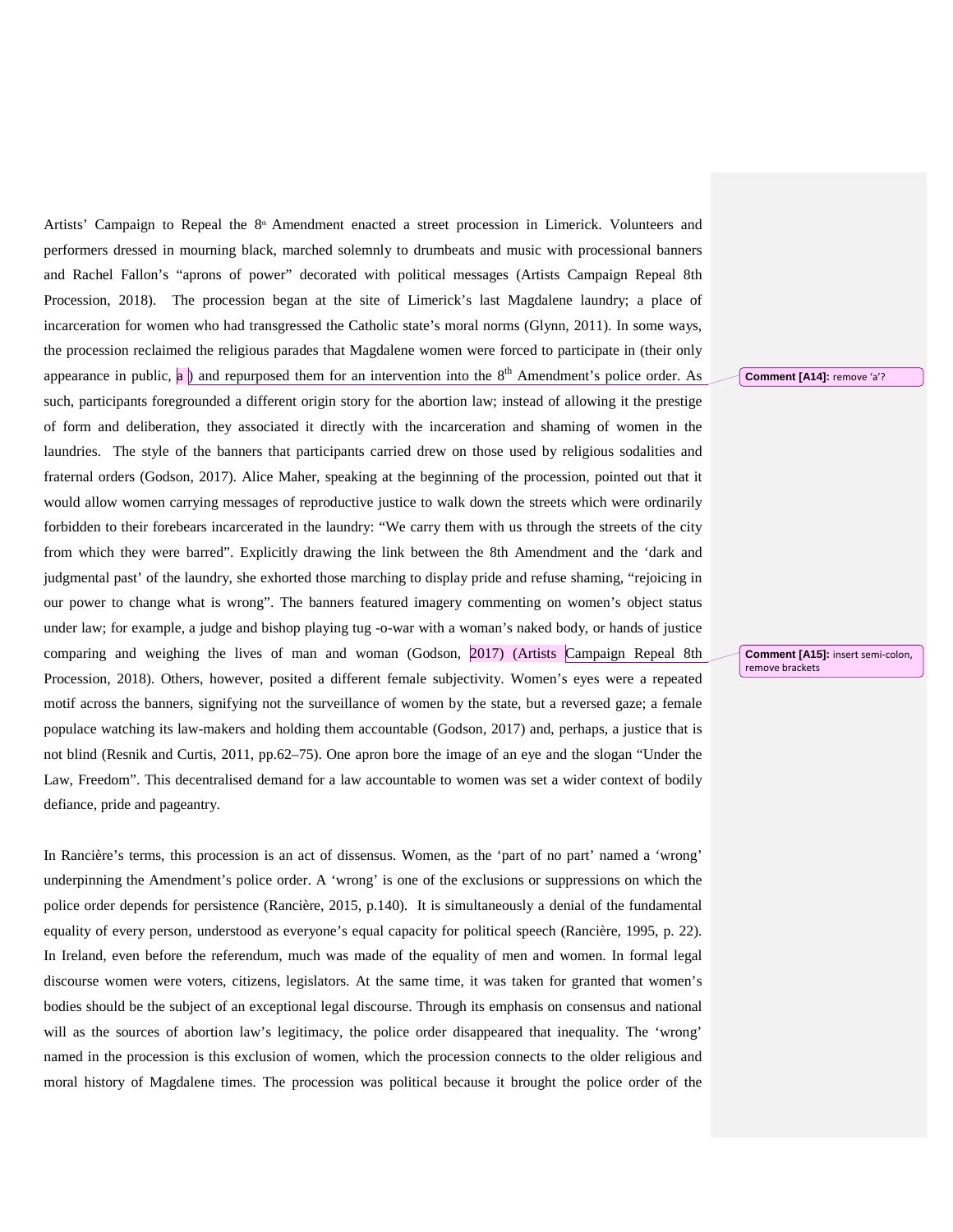Artists' Campaign to Repeal the 8th Amendment enacted a street procession in Limerick. Volunteers and performers dressed in mourning black, marched solemnly to drumbeats and music with processional banners and Rachel Fallon's "aprons of power" decorated with political messages (Artists Campaign Repeal 8th Procession, 2018). The procession began at the site of Limerick's last Magdalene laundry; a place of incarceration for women who had transgressed the Catholic state's moral norms (Glynn, 2011). In some ways, the procession reclaimed the religious parades that Magdalene women were forced to participate in (their only appearance in public, a ) and repurposed them for an intervention into the 8th Amendment's police order. As such, participants foregrounded a different origin story for the abortion law; instead of allowing it the prestige of form and deliberation, they associated it directly with the incarceration and shaming of women in the laundries. The style of the banners that participants carried drew on those used by religious sodalities and fraternal orders (Godson, 2017). Alice Maher, speaking at the beginning of the procession, pointed out that it would allow women carrying messages of reproductive justice to walk down the streets which were ordinarily forbidden to their forebears incarcerated in the laundry: "We carry them with us through the streets of the city from which they were barred". Explicitly drawing the link between the 8th Amendment and the 'dark and judgmental past' of the laundry, she exhorted those marching to display pride and refuse shaming, "rejoicing in our power to change what is wrong". The banners featured imagery commenting on women's object status under law; for example, a judge and bishop playing tug -o-war with a woman's naked body, or hands of justice comparing and weighing the lives of man and woman (Godson, 2017) (Artists Campaign Repeal 8th Procession, 2018). Others, however, posited a different female subjectivity. Women's eyes were a repeated motif across the banners, signifying not the surveillance of women by the state, but a reversed gaze; a female populace watching its law-makers and holding them accountable (Godson, 2017) and, perhaps, a justice that is not blind (Resnik and Curtis, 2011, pp.62–75). One apron bore the image of an eye and the slogan "Under the Law, Freedom". This decentralised demand for a law accountable to women was set a wider context of bodily defiance, pride and pageantry.

Comment [A14]: remove 'a'?

Comment [A15]: insert semi-colon, remove brackets

In Rancière's terms, this procession is an act of dissensus. Women, as the 'part of no part' named a 'wrong' underpinning the Amendment's police order. A 'wrong' is one of the exclusions or suppressions on which the police order depends for persistence (Rancière, 2015, p.140). It is simultaneously a denial of the fundamental equality of every person, understood as everyone's equal capacity for political speech (Rancière, 1995, p. 22). In Ireland, even before the referendum, much was made of the equality of men and women. In formal legal discourse women were voters, citizens, legislators. At the same time, it was taken for granted that women's bodies should be the subject of an exceptional legal discourse. Through its emphasis on consensus and national will as the sources of abortion law's legitimacy, the police order disappeared that inequality. The 'wrong' named in the procession is this exclusion of women, which the procession connects to the older religious and moral history of Magdalene times. The procession was political because it brought the police order of the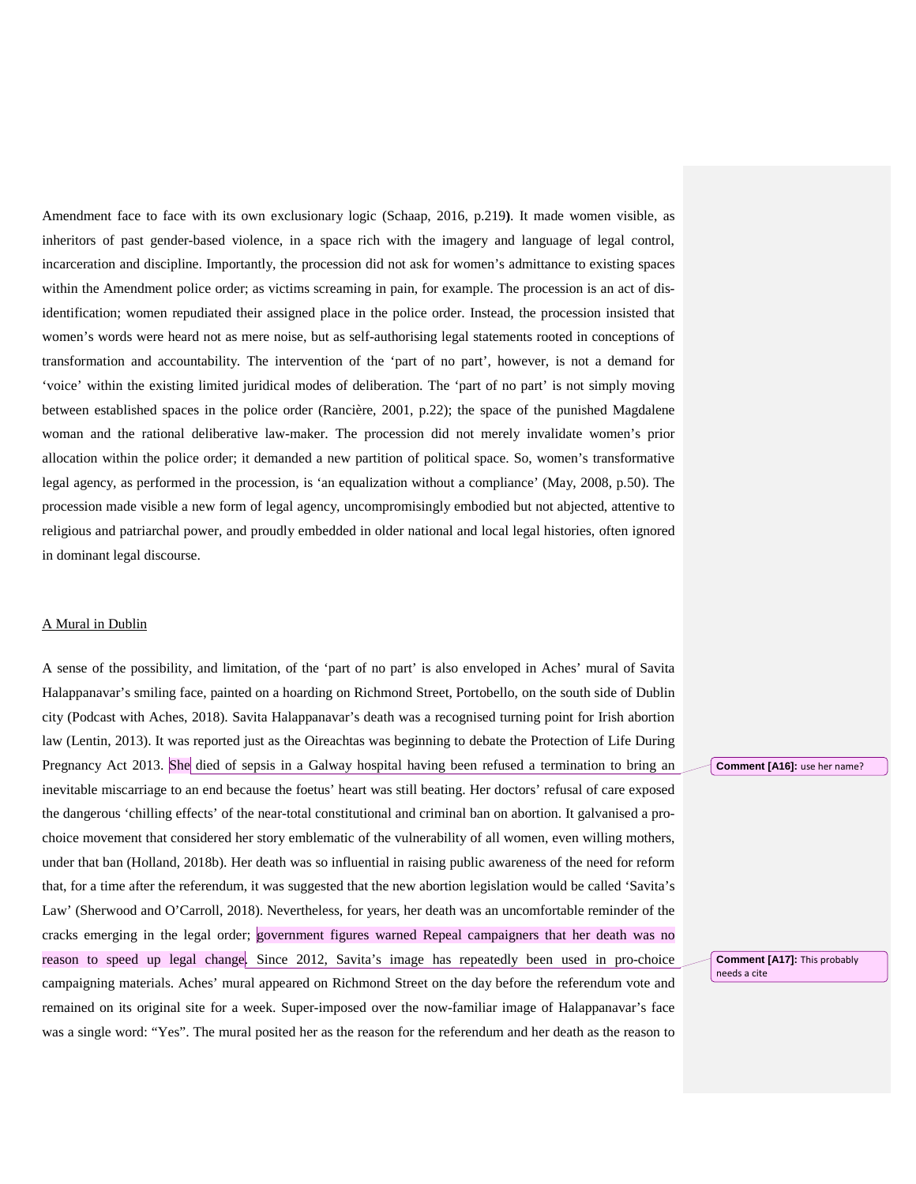Amendment face to face with its own exclusionary logic (Schaap, 2016, p.219**)**. It made women visible, as inheritors of past gender-based violence, in a space rich with the imagery and language of legal control, incarceration and discipline. Importantly, the procession did not ask for women's admittance to existing spaces within the Amendment police order; as victims screaming in pain, for example. The procession is an act of dis-identification; women repudiated their assigned place in the police order. Instead, the procession insisted that women's words were heard not as mere noise, but as self-authorising legal statements rooted in conceptions of transformation and accountability. The intervention of the 'part of no part', however, is not a demand for 'voice' within the existing limited juridical modes of deliberation. The 'part of no part' is not simply moving between established spaces in the police order (Rancière, 2001, p.22); the space of the punished Magdalene woman and the rational deliberative law-maker. The procession did not merely invalidate women's prior allocation within the police order; it demanded a new partition of political space. So, women's transformative legal agency, as performed in the procession, is 'an equalization without a compliance' (May, 2008, p.50). The procession made visible a new form of legal agency, uncompromisingly embodied but not abjected, attentive to religious and patriarchal power, and proudly embedded in older national and local legal histories, often ignored in dominant legal discourse.

## A Mural in Dublin

A sense of the possibility, and limitation, of the 'part of no part' is also enveloped in Aches' mural of Savita Halappanavar's smiling face, painted on a hoarding on Richmond Street, Portobello, on the south side of Dublin city (Podcast with Aches, 2018). Savita Halappanavar's death was a recognised turning point for Irish abortion law (Lentin, 2013). It was reported just as the Oireachtas was beginning to debate the Protection of Life During Pregnancy Act 2013. She died of sepsis in a Galway hospital having been refused a termination to bring an inevitable miscarriage to an end because the foetus' heart was still beating. Her doctors' refusal of care exposed the dangerous 'chilling effects' of the near-total constitutional and criminal ban on abortion. It galvanised a pro-choice movement that considered her story emblematic of the vulnerability of all women, even willing mothers, under that ban (Holland, 2018b). Her death was so influential in raising public awareness of the need for reform that, for a time after the referendum, it was suggested that the new abortion legislation would be called 'Savita's Law' (Sherwood and O'Carroll, 2018). Nevertheless, for years, her death was an uncomfortable reminder of the cracks emerging in the legal order; government figures warned Repeal campaigners that her death was no reason to speed up legal change. Since 2012, Savita's image has repeatedly been used in pro-choice campaigning materials. Aches' mural appeared on Richmond Street on the day before the referendum vote and remained on its original site for a week. Super-imposed over the now-familiar image of Halappanavar's face was a single word: "Yes". The mural posited her as the reason for the referendum and her death as the reason to

**Comment [A16]:** use her name?

**Comment [A17]:** This probably needs a cite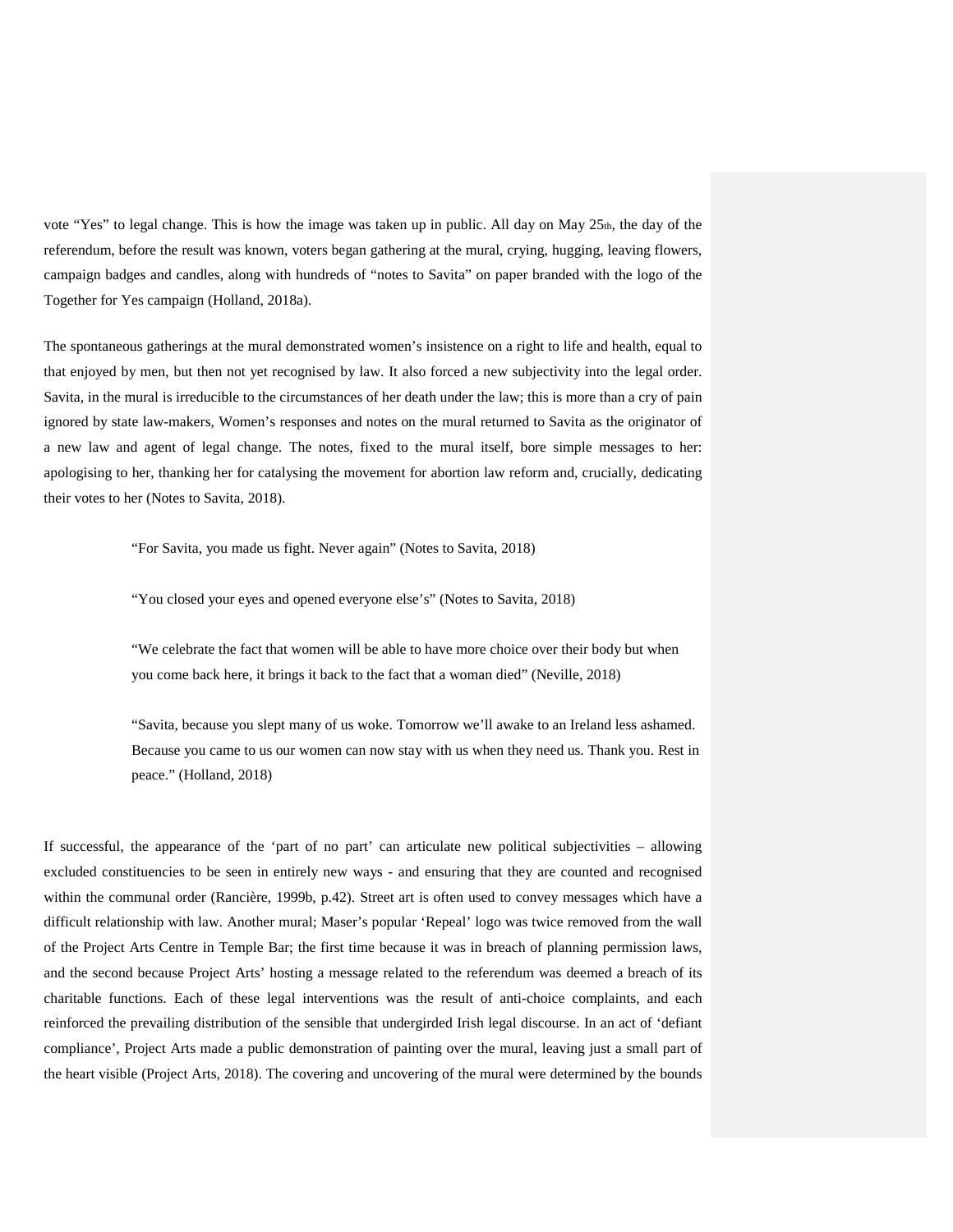vote "Yes" to legal change. This is how the image was taken up in public. All day on May 25th, the day of the referendum, before the result was known, voters began gathering at the mural, crying, hugging, leaving flowers, campaign badges and candles, along with hundreds of "notes to Savita" on paper branded with the logo of the Together for Yes campaign (Holland, 2018a).

The spontaneous gatherings at the mural demonstrated women's insistence on a right to life and health, equal to that enjoyed by men, but then not yet recognised by law. It also forced a new subjectivity into the legal order. Savita, in the mural is irreducible to the circumstances of her death under the law; this is more than a cry of pain ignored by state law-makers, Women's responses and notes on the mural returned to Savita as the originator of a new law and agent of legal change. The notes, fixed to the mural itself, bore simple messages to her: apologising to her, thanking her for catalysing the movement for abortion law reform and, crucially, dedicating their votes to her (Notes to Savita, 2018).

> "For Savita, you made us fight. Never again" (Notes to Savita, 2018)

> "You closed your eyes and opened everyone else's" (Notes to Savita, 2018)

> "We celebrate the fact that women will be able to have more choice over their body but when you come back here, it brings it back to the fact that a woman died" (Neville, 2018)

> "Savita, because you slept many of us woke. Tomorrow we'll awake to an Ireland less ashamed. Because you came to us our women can now stay with us when they need us. Thank you. Rest in peace." (Holland, 2018)

If successful, the appearance of the 'part of no part' can articulate new political subjectivities – allowing excluded constituencies to be seen in entirely new ways - and ensuring that they are counted and recognised within the communal order (Rancière, 1999b, p.42). Street art is often used to convey messages which have a difficult relationship with law. Another mural; Maser's popular 'Repeal' logo was twice removed from the wall of the Project Arts Centre in Temple Bar; the first time because it was in breach of planning permission laws, and the second because Project Arts' hosting a message related to the referendum was deemed a breach of its charitable functions. Each of these legal interventions was the result of anti-choice complaints, and each reinforced the prevailing distribution of the sensible that undergirded Irish legal discourse. In an act of 'defiant compliance', Project Arts made a public demonstration of painting over the mural, leaving just a small part of the heart visible (Project Arts, 2018). The covering and uncovering of the mural were determined by the bounds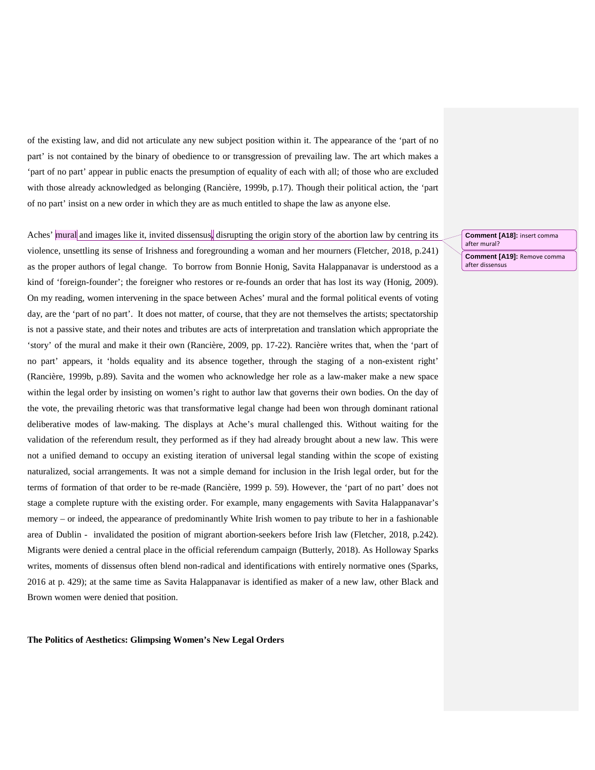of the existing law, and did not articulate any new subject position within it. The appearance of the 'part of no part' is not contained by the binary of obedience to or transgression of prevailing law. The art which makes a 'part of no part' appear in public enacts the presumption of equality of each with all; of those who are excluded with those already acknowledged as belonging (Rancière, 1999b, p.17). Though their political action, the 'part of no part' insist on a new order in which they are as much entitled to shape the law as anyone else.

Aches' mural and images like it, invited dissensus, disrupting the origin story of the abortion law by centring its violence, unsettling its sense of Irishness and foregrounding a woman and her mourners (Fletcher, 2018, p.241) as the proper authors of legal change. To borrow from Bonnie Honig, Savita Halappanavar is understood as a kind of 'foreign-founder'; the foreigner who restores or re-founds an order that has lost its way (Honig, 2009). On my reading, women intervening in the space between Aches' mural and the formal political events of voting day, are the 'part of no part'. It does not matter, of course, that they are not themselves the artists; spectatorship is not a passive state, and their notes and tributes are acts of interpretation and translation which appropriate the 'story' of the mural and make it their own (Rancière, 2009, pp. 17-22). Rancière writes that, when the 'part of no part' appears, it 'holds equality and its absence together, through the staging of a non-existent right' (Rancière, 1999b, p.89). Savita and the women who acknowledge her role as a law-maker make a new space within the legal order by insisting on women's right to author law that governs their own bodies. On the day of the vote, the prevailing rhetoric was that transformative legal change had been won through dominant rational deliberative modes of law-making. The displays at Ache's mural challenged this. Without waiting for the validation of the referendum result, they performed as if they had already brought about a new law. This were not a unified demand to occupy an existing iteration of universal legal standing within the scope of existing naturalized, social arrangements. It was not a simple demand for inclusion in the Irish legal order, but for the terms of formation of that order to be re-made (Rancière, 1999 p. 59). However, the 'part of no part' does not stage a complete rupture with the existing order. For example, many engagements with Savita Halappanavar's memory – or indeed, the appearance of predominantly White Irish women to pay tribute to her in a fashionable area of Dublin - invalidated the position of migrant abortion-seekers before Irish law (Fletcher, 2018, p.242). Migrants were denied a central place in the official referendum campaign (Butterly, 2018). As Holloway Sparks writes, moments of dissensus often blend non-radical and identifications with entirely normative ones (Sparks, 2016 at p. 429); at the same time as Savita Halappanavar is identified as maker of a new law, other Black and Brown women were denied that position.

**Comment [A18]:** insert comma after mural?

**Comment [A19]:** Remove comma after dissensus

**The Politics of Aesthetics: Glimpsing Women's New Legal Orders**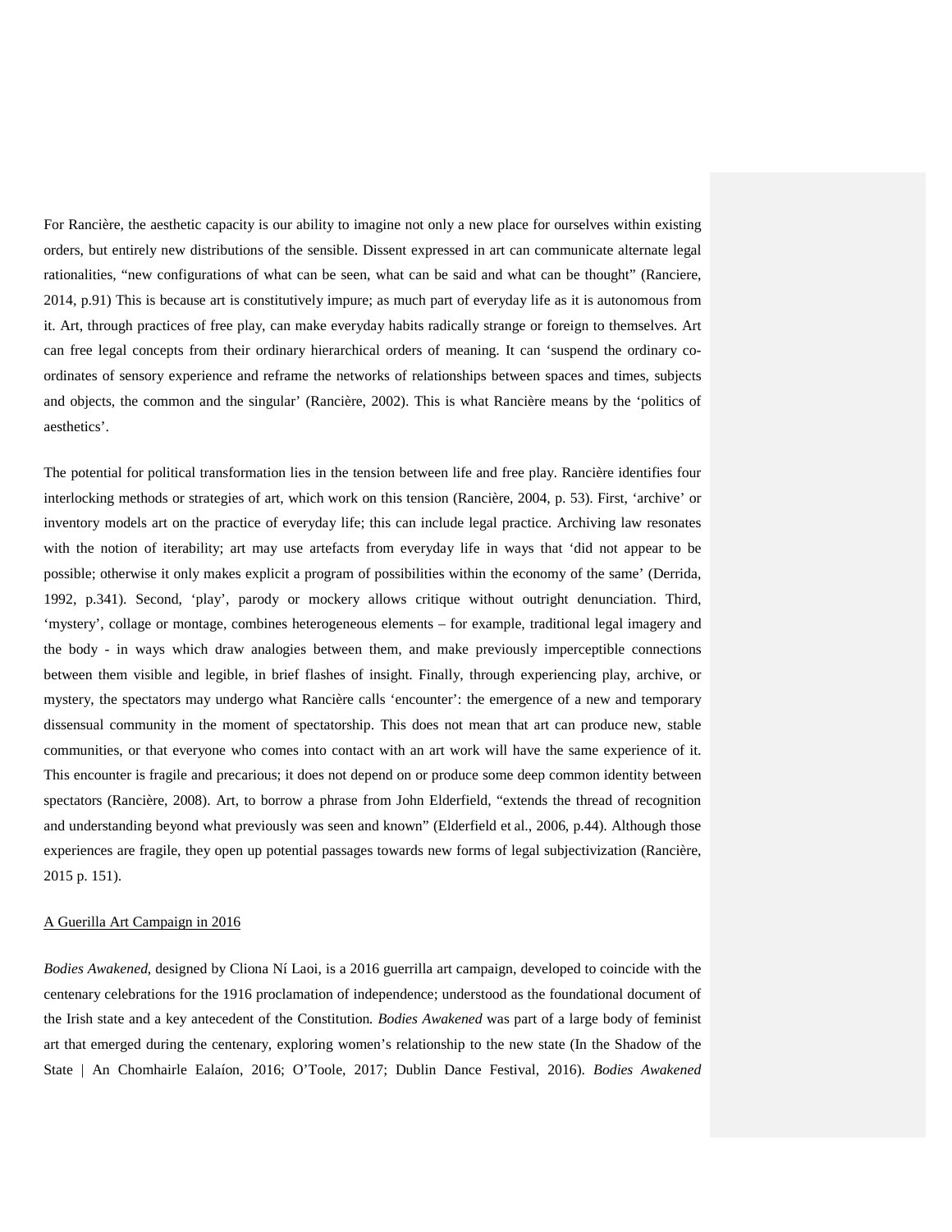For Rancière, the aesthetic capacity is our ability to imagine not only a new place for ourselves within existing orders, but entirely new distributions of the sensible. Dissent expressed in art can communicate alternate legal rationalities, "new configurations of what can be seen, what can be said and what can be thought" (Ranciere, 2014, p.91) This is because art is constitutively impure; as much part of everyday life as it is autonomous from it. Art, through practices of free play, can make everyday habits radically strange or foreign to themselves. Art can free legal concepts from their ordinary hierarchical orders of meaning. It can 'suspend the ordinary co-ordinates of sensory experience and reframe the networks of relationships between spaces and times, subjects and objects, the common and the singular' (Rancière, 2002). This is what Rancière means by the 'politics of aesthetics'.

The potential for political transformation lies in the tension between life and free play. Rancière identifies four interlocking methods or strategies of art, which work on this tension (Rancière, 2004, p. 53). First, 'archive' or inventory models art on the practice of everyday life; this can include legal practice. Archiving law resonates with the notion of iterability; art may use artefacts from everyday life in ways that 'did not appear to be possible; otherwise it only makes explicit a program of possibilities within the economy of the same' (Derrida, 1992, p.341). Second, 'play', parody or mockery allows critique without outright denunciation. Third, 'mystery', collage or montage, combines heterogeneous elements – for example, traditional legal imagery and the body - in ways which draw analogies between them, and make previously imperceptible connections between them visible and legible, in brief flashes of insight. Finally, through experiencing play, archive, or mystery, the spectators may undergo what Rancière calls 'encounter': the emergence of a new and temporary dissensual community in the moment of spectatorship. This does not mean that art can produce new, stable communities, or that everyone who comes into contact with an art work will have the same experience of it. This encounter is fragile and precarious; it does not depend on or produce some deep common identity between spectators (Rancière, 2008). Art, to borrow a phrase from John Elderfield, "extends the thread of recognition and understanding beyond what previously was seen and known" (Elderfield et al., 2006, p.44). Although those experiences are fragile, they open up potential passages towards new forms of legal subjectivization (Rancière, 2015 p. 151).

## A Guerilla Art Campaign in 2016

*Bodies Awakened*, designed by Cliona Ní Laoi, is a 2016 guerrilla art campaign, developed to coincide with the centenary celebrations for the 1916 proclamation of independence; understood as the foundational document of the Irish state and a key antecedent of the Constitution. *Bodies Awakened* was part of a large body of feminist art that emerged during the centenary, exploring women's relationship to the new state (In the Shadow of the State | An Chomhairle Ealaíon, 2016; O'Toole, 2017; Dublin Dance Festival, 2016). *Bodies Awakened*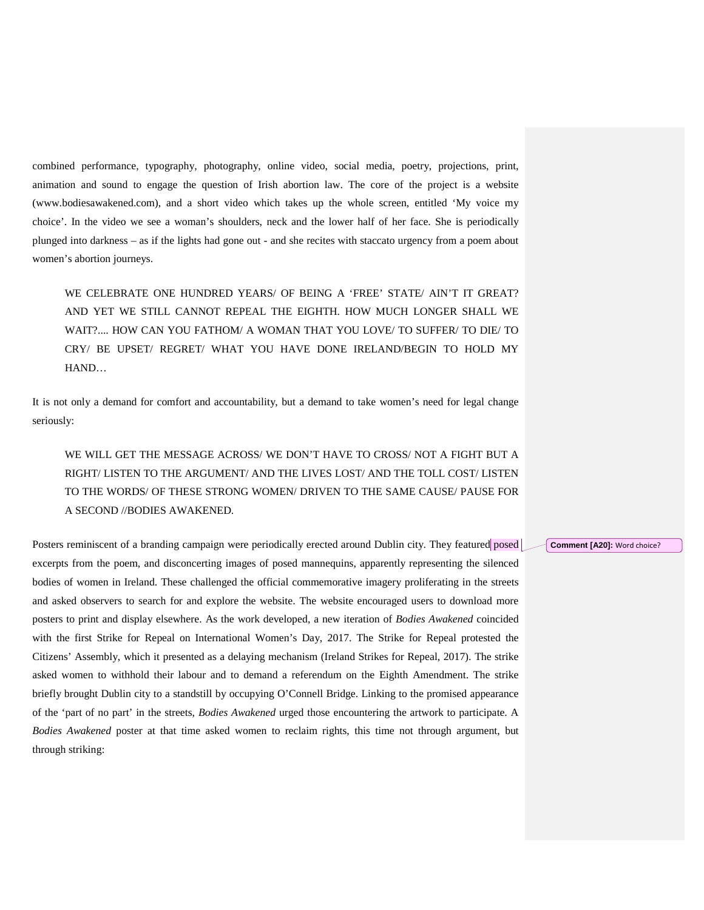combined performance, typography, photography, online video, social media, poetry, projections, print, animation and sound to engage the question of Irish abortion law. The core of the project is a website (www.bodiesawakened.com), and a short video which takes up the whole screen, entitled ‘My voice my choice’. In the video we see a woman’s shoulders, neck and the lower half of her face. She is periodically plunged into darkness – as if the lights had gone out - and she recites with staccato urgency from a poem about women’s abortion journeys.

> WE CELEBRATE ONE HUNDRED YEARS/ OF BEING A ‘FREE’ STATE/ AIN’T IT GREAT? AND YET WE STILL CANNOT REPEAL THE EIGHTH. HOW MUCH LONGER SHALL WE WAIT?.... HOW CAN YOU FATHOM/ A WOMAN THAT YOU LOVE/ TO SUFFER/ TO DIE/ TO CRY/ BE UPSET/ REGRET/ WHAT YOU HAVE DONE IRELAND/BEGIN TO HOLD MY HAND…

It is not only a demand for comfort and accountability, but a demand to take women’s need for legal change seriously:

> WE WILL GET THE MESSAGE ACROSS/ WE DON’T HAVE TO CROSS/ NOT A FIGHT BUT A RIGHT/ LISTEN TO THE ARGUMENT/ AND THE LIVES LOST/ AND THE TOLL COST/ LISTEN TO THE WORDS/ OF THESE STRONG WOMEN/ DRIVEN TO THE SAME CAUSE/ PAUSE FOR A SECOND //BODIES AWAKENED.

Posters reminiscent of a branding campaign were periodically erected around Dublin city. They featured posed excerpts from the poem, and disconcerting images of posed mannequins, apparently representing the silenced bodies of women in Ireland. These challenged the official commemorative imagery proliferating in the streets and asked observers to search for and explore the website. The website encouraged users to download more posters to print and display elsewhere. As the work developed, a new iteration of *Bodies Awakened* coincided with the first Strike for Repeal on International Women’s Day, 2017. The Strike for Repeal protested the Citizens’ Assembly, which it presented as a delaying mechanism (Ireland Strikes for Repeal, 2017). The strike asked women to withhold their labour and to demand a referendum on the Eighth Amendment. The strike briefly brought Dublin city to a standstill by occupying O’Connell Bridge. Linking to the promised appearance of the ‘part of no part’ in the streets, *Bodies Awakened* urged those encountering the artwork to participate. A *Bodies Awakened* poster at that time asked women to reclaim rights, this time not through argument, but through striking:

**Comment [A20]:** Word choice?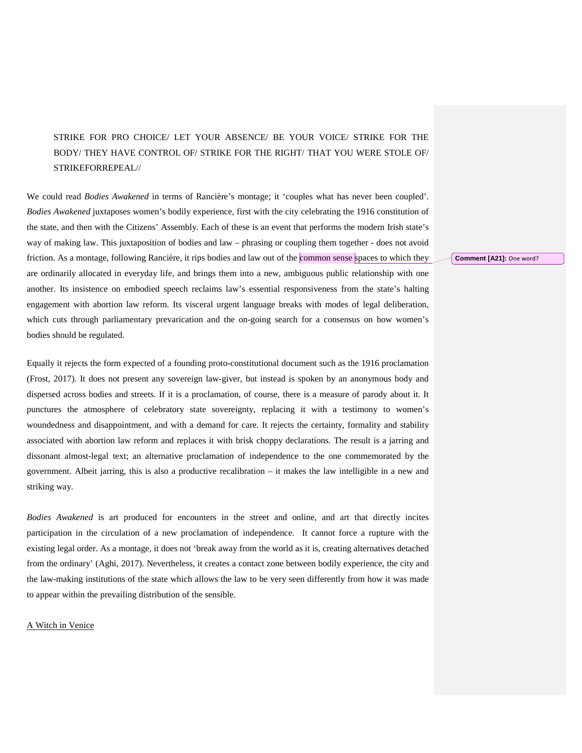> STRIKE FOR PRO CHOICE/ LET YOUR ABSENCE/ BE YOUR VOICE/ STRIKE FOR THE BODY/ THEY HAVE CONTROL OF/ STRIKE FOR THE RIGHT/ THAT YOU WERE STOLE OF/ STRIKEFORREPEAL//

We could read *Bodies Awakened* in terms of Rancière's montage; it 'couples what has never been coupled'. *Bodies Awakened* juxtaposes women's bodily experience, first with the city celebrating the 1916 constitution of the state, and then with the Citizens' Assembly. Each of these is an event that performs the modern Irish state's way of making law. This juxtaposition of bodies and law – phrasing or coupling them together - does not avoid friction. As a montage, following Rancière, it rips bodies and law out of the common sense spaces to which they are ordinarily allocated in everyday life, and brings them into a new, ambiguous public relationship with one another. Its insistence on embodied speech reclaims law's essential responsiveness from the state's halting engagement with abortion law reform. Its visceral urgent language breaks with modes of legal deliberation, which cuts through parliamentary prevarication and the on-going search for a consensus on how women's bodies should be regulated.

Comment [A21]: One word?

Equally it rejects the form expected of a founding proto-constitutional document such as the 1916 proclamation (Frost, 2017). It does not present any sovereign law-giver, but instead is spoken by an anonymous body and dispersed across bodies and streets. If it is a proclamation, of course, there is a measure of parody about it. It punctures the atmosphere of celebratory state sovereignty, replacing it with a testimony to women's woundedness and disappointment, and with a demand for care. It rejects the certainty, formality and stability associated with abortion law reform and replaces it with brisk choppy declarations. The result is a jarring and dissonant almost-legal text; an alternative proclamation of independence to the one commemorated by the government. Albeit jarring, this is also a productive recalibration – it makes the law intelligible in a new and striking way.

*Bodies Awakened* is art produced for encounters in the street and online, and art that directly incites participation in the circulation of a new proclamation of independence. It cannot force a rupture with the existing legal order. As a montage, it does not 'break away from the world as it is, creating alternatives detached from the ordinary' (Aghi, 2017). Nevertheless, it creates a contact zone between bodily experience, the city and the law-making institutions of the state which allows the law to be very seen differently from how it was made to appear within the prevailing distribution of the sensible.

<u>A Witch in Venice</u>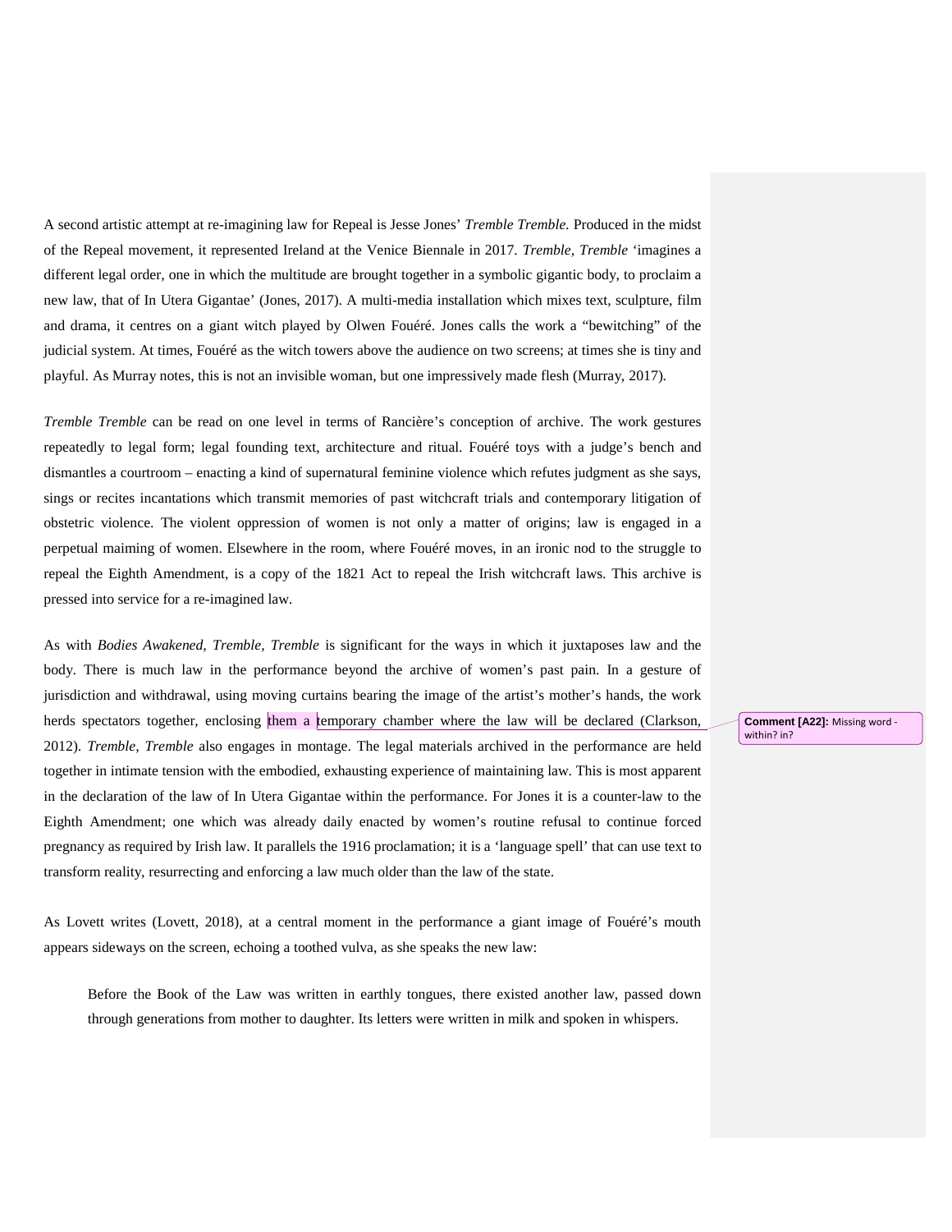A second artistic attempt at re-imagining law for Repeal is Jesse Jones' *Tremble Tremble.* Produced in the midst of the Repeal movement, it represented Ireland at the Venice Biennale in 2017. *Tremble, Tremble* 'imagines a different legal order, one in which the multitude are brought together in a symbolic gigantic body, to proclaim a new law, that of In Utera Gigantae' (Jones, 2017). A multi-media installation which mixes text, sculpture, film and drama, it centres on a giant witch played by Olwen Fouéré. Jones calls the work a "bewitching" of the judicial system. At times, Fouéré as the witch towers above the audience on two screens; at times she is tiny and playful. As Murray notes, this is not an invisible woman, but one impressively made flesh (Murray, 2017).

*Tremble Tremble* can be read on one level in terms of Rancière's conception of archive. The work gestures repeatedly to legal form; legal founding text, architecture and ritual. Fouéré toys with a judge's bench and dismantles a courtroom – enacting a kind of supernatural feminine violence which refutes judgment as she says, sings or recites incantations which transmit memories of past witchcraft trials and contemporary litigation of obstetric violence. The violent oppression of women is not only a matter of origins; law is engaged in a perpetual maiming of women. Elsewhere in the room, where Fouéré moves, in an ironic nod to the struggle to repeal the Eighth Amendment, is a copy of the 1821 Act to repeal the Irish witchcraft laws. This archive is pressed into service for a re-imagined law.

As with *Bodies Awakened, Tremble, Tremble* is significant for the ways in which it juxtaposes law and the body. There is much law in the performance beyond the archive of women's past pain. In a gesture of jurisdiction and withdrawal, using moving curtains bearing the image of the artist's mother's hands, the work herds spectators together, enclosing them a temporary chamber where the law will be declared (Clarkson, 2012). *Tremble, Tremble* also engages in montage. The legal materials archived in the performance are held together in intimate tension with the embodied, exhausting experience of maintaining law. This is most apparent in the declaration of the law of In Utera Gigantae within the performance. For Jones it is a counter-law to the Eighth Amendment; one which was already daily enacted by women's routine refusal to continue forced pregnancy as required by Irish law. It parallels the 1916 proclamation; it is a 'language spell' that can use text to transform reality, resurrecting and enforcing a law much older than the law of the state.

**Comment [A22]:** Missing word - within? in?

As Lovett writes (Lovett, 2018), at a central moment in the performance a giant image of Fouéré's mouth appears sideways on the screen, echoing a toothed vulva, as she speaks the new law:

> Before the Book of the Law was written in earthly tongues, there existed another law, passed down through generations from mother to daughter. Its letters were written in milk and spoken in whispers.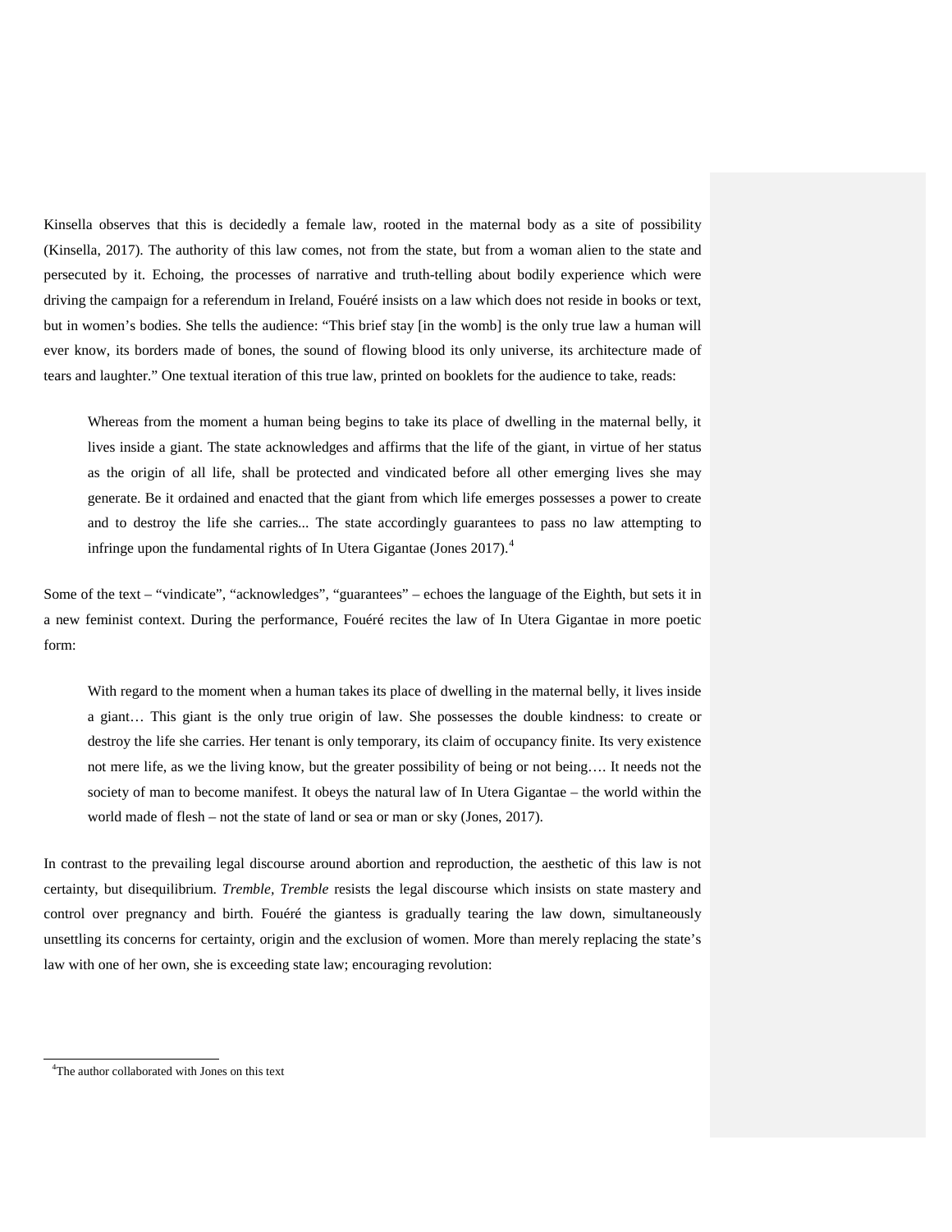Kinsella observes that this is decidedly a female law, rooted in the maternal body as a site of possibility (Kinsella, 2017). The authority of this law comes, not from the state, but from a woman alien to the state and persecuted by it. Echoing, the processes of narrative and truth-telling about bodily experience which were driving the campaign for a referendum in Ireland, Fouéré insists on a law which does not reside in books or text, but in women's bodies. She tells the audience: "This brief stay [in the womb] is the only true law a human will ever know, its borders made of bones, the sound of flowing blood its only universe, its architecture made of tears and laughter." One textual iteration of this true law, printed on booklets for the audience to take, reads:

> Whereas from the moment a human being begins to take its place of dwelling in the maternal belly, it lives inside a giant. The state acknowledges and affirms that the life of the giant, in virtue of her status as the origin of all life, shall be protected and vindicated before all other emerging lives she may generate. Be it ordained and enacted that the giant from which life emerges possesses a power to create and to destroy the life she carries... The state accordingly guarantees to pass no law attempting to infringe upon the fundamental rights of In Utera Gigantae (Jones 2017).[4]

Some of the text – "vindicate", "acknowledges", "guarantees" – echoes the language of the Eighth, but sets it in a new feminist context. During the performance, Fouéré recites the law of In Utera Gigantae in more poetic form:

> With regard to the moment when a human takes its place of dwelling in the maternal belly, it lives inside a giant… This giant is the only true origin of law. She possesses the double kindness: to create or destroy the life she carries. Her tenant is only temporary, its claim of occupancy finite. Its very existence not mere life, as we the living know, but the greater possibility of being or not being…. It needs not the society of man to become manifest. It obeys the natural law of In Utera Gigantae – the world within the world made of flesh – not the state of land or sea or man or sky (Jones, 2017).

In contrast to the prevailing legal discourse around abortion and reproduction, the aesthetic of this law is not certainty, but disequilibrium. *Tremble, Tremble* resists the legal discourse which insists on state mastery and control over pregnancy and birth. Fouéré the giantess is gradually tearing the law down, simultaneously unsettling its concerns for certainty, origin and the exclusion of women. More than merely replacing the state's law with one of her own, she is exceeding state law; encouraging revolution:

[4] The author collaborated with Jones on this text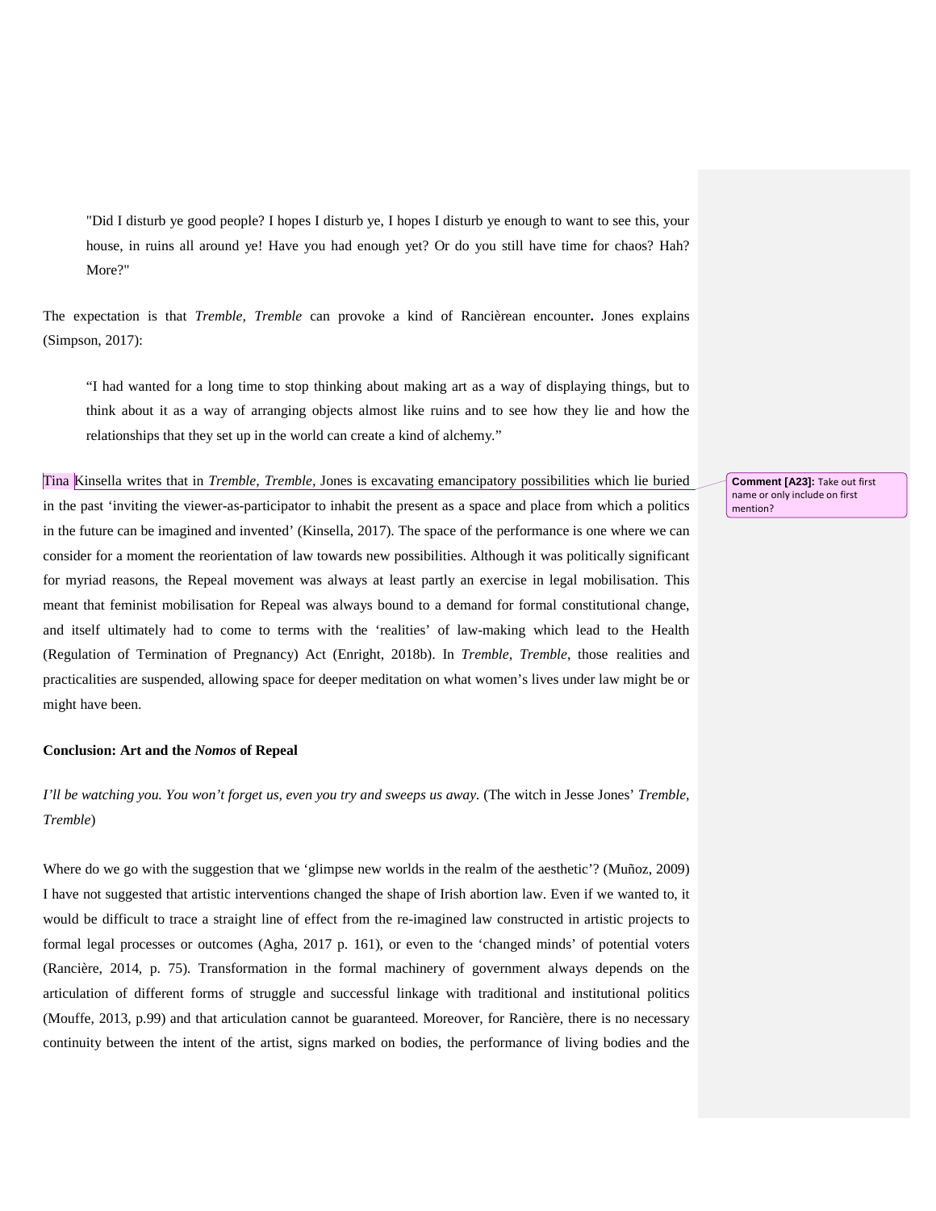> "Did I disturb ye good people? I hopes I disturb ye, I hopes I disturb ye enough to want to see this, your house, in ruins all around ye! Have you had enough yet? Or do you still have time for chaos? Hah? More?"

The expectation is that *Tremble, Tremble* can provoke a kind of Rancièrean encounter**.** Jones explains (Simpson, 2017):

> "I had wanted for a long time to stop thinking about making art as a way of displaying things, but to think about it as a way of arranging objects almost like ruins and to see how they lie and how the relationships that they set up in the world can create a kind of alchemy."

Tina Kinsella writes that in *Tremble, Tremble,* Jones is excavating emancipatory possibilities which lie buried in the past 'inviting the viewer-as-participator to inhabit the present as a space and place from which a politics in the future can be imagined and invented' (Kinsella, 2017). The space of the performance is one where we can consider for a moment the reorientation of law towards new possibilities. Although it was politically significant for myriad reasons, the Repeal movement was always at least partly an exercise in legal mobilisation. This meant that feminist mobilisation for Repeal was always bound to a demand for formal constitutional change, and itself ultimately had to come to terms with the 'realities' of law-making which lead to the Health (Regulation of Termination of Pregnancy) Act (Enright, 2018b). In *Tremble, Tremble*, those realities and practicalities are suspended, allowing space for deeper meditation on what women's lives under law might be or might have been.

**Comment [A23]:** Take out first name or only include on first mention?

**Conclusion: Art and the *Nomos* of Repeal**

*I'll be watching you. You won't forget us, even you try and sweeps us away.* (The witch in Jesse Jones' *Tremble, Tremble*)

Where do we go with the suggestion that we 'glimpse new worlds in the realm of the aesthetic'? (Muñoz, 2009) I have not suggested that artistic interventions changed the shape of Irish abortion law. Even if we wanted to, it would be difficult to trace a straight line of effect from the re-imagined law constructed in artistic projects to formal legal processes or outcomes (Agha, 2017 p. 161), or even to the 'changed minds' of potential voters (Rancière, 2014, p. 75). Transformation in the formal machinery of government always depends on the articulation of different forms of struggle and successful linkage with traditional and institutional politics (Mouffe, 2013, p.99) and that articulation cannot be guaranteed. Moreover, for Rancière, there is no necessary continuity between the intent of the artist, signs marked on bodies, the performance of living bodies and the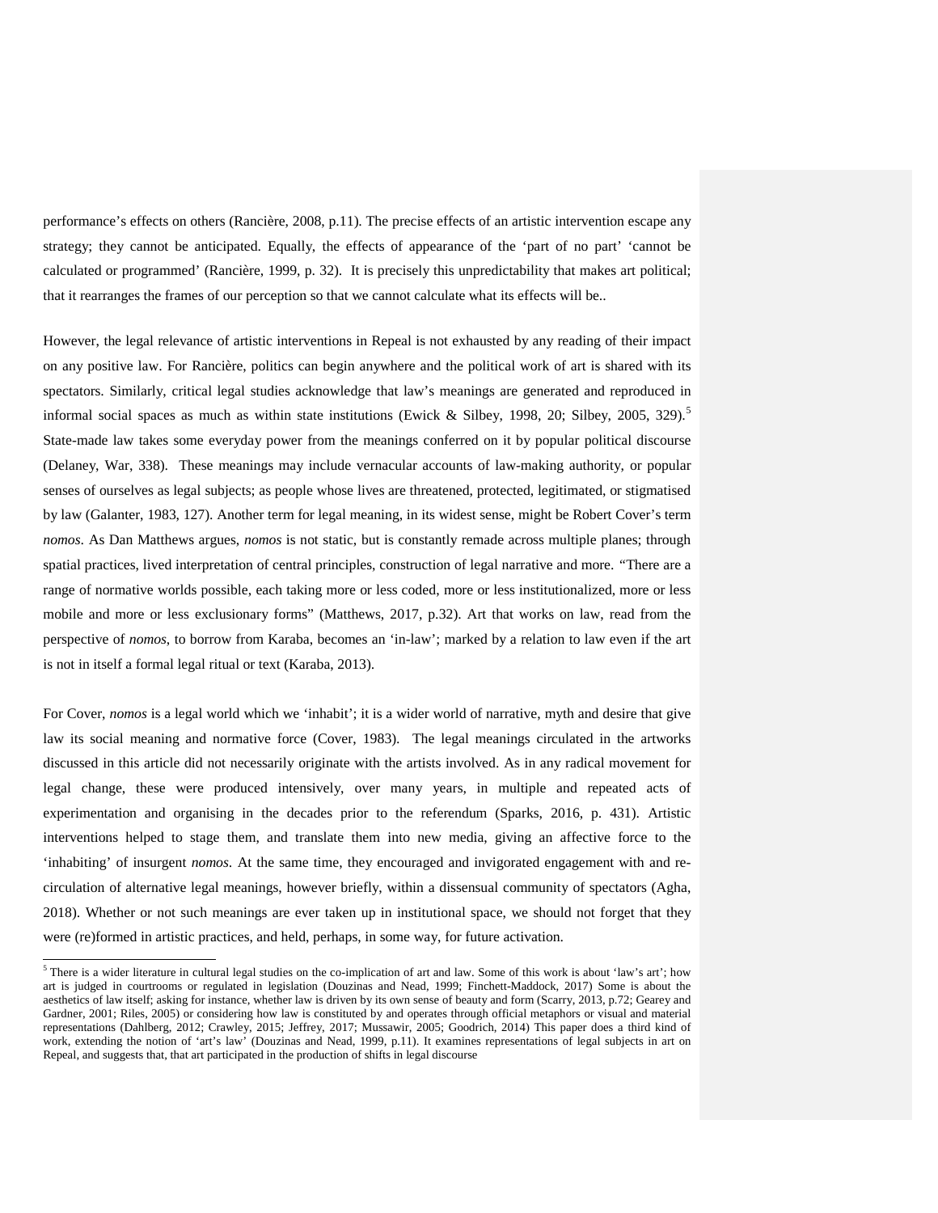performance's effects on others (Rancière, 2008, p.11). The precise effects of an artistic intervention escape any strategy; they cannot be anticipated. Equally, the effects of appearance of the 'part of no part' 'cannot be calculated or programmed' (Rancière, 1999, p. 32). It is precisely this unpredictability that makes art political; that it rearranges the frames of our perception so that we cannot calculate what its effects will be..

However, the legal relevance of artistic interventions in Repeal is not exhausted by any reading of their impact on any positive law. For Rancière, politics can begin anywhere and the political work of art is shared with its spectators. Similarly, critical legal studies acknowledge that law's meanings are generated and reproduced in informal social spaces as much as within state institutions (Ewick & Silbey, 1998, 20; Silbey, 2005, 329).[5] State-made law takes some everyday power from the meanings conferred on it by popular political discourse (Delaney, War, 338). These meanings may include vernacular accounts of law-making authority, or popular senses of ourselves as legal subjects; as people whose lives are threatened, protected, legitimated, or stigmatised by law (Galanter, 1983, 127). Another term for legal meaning, in its widest sense, might be Robert Cover's term *nomos*. As Dan Matthews argues, *nomos* is not static, but is constantly remade across multiple planes; through spatial practices, lived interpretation of central principles, construction of legal narrative and more. "There are a range of normative worlds possible, each taking more or less coded, more or less institutionalized, more or less mobile and more or less exclusionary forms" (Matthews, 2017, p.32). Art that works on law, read from the perspective of *nomos*, to borrow from Karaba, becomes an 'in-law'; marked by a relation to law even if the art is not in itself a formal legal ritual or text (Karaba, 2013).

For Cover, *nomos* is a legal world which we 'inhabit'; it is a wider world of narrative, myth and desire that give law its social meaning and normative force (Cover, 1983). The legal meanings circulated in the artworks discussed in this article did not necessarily originate with the artists involved. As in any radical movement for legal change, these were produced intensively, over many years, in multiple and repeated acts of experimentation and organising in the decades prior to the referendum (Sparks, 2016, p. 431). Artistic interventions helped to stage them, and translate them into new media, giving an affective force to the 'inhabiting' of insurgent *nomos*. At the same time, they encouraged and invigorated engagement with and re-circulation of alternative legal meanings, however briefly, within a dissensual community of spectators (Agha, 2018). Whether or not such meanings are ever taken up in institutional space, we should not forget that they were (re)formed in artistic practices, and held, perhaps, in some way, for future activation.

[5] There is a wider literature in cultural legal studies on the co-implication of art and law. Some of this work is about 'law's art'; how art is judged in courtrooms or regulated in legislation (Douzinas and Nead, 1999; Finchett-Maddock, 2017) Some is about the aesthetics of law itself; asking for instance, whether law is driven by its own sense of beauty and form (Scarry, 2013, p.72; Gearey and Gardner, 2001; Riles, 2005) or considering how law is constituted by and operates through official metaphors or visual and material representations (Dahlberg, 2012; Crawley, 2015; Jeffrey, 2017; Mussawir, 2005; Goodrich, 2014) This paper does a third kind of work, extending the notion of 'art's law' (Douzinas and Nead, 1999, p.11). It examines representations of legal subjects in art on Repeal, and suggests that, that art participated in the production of shifts in legal discourse